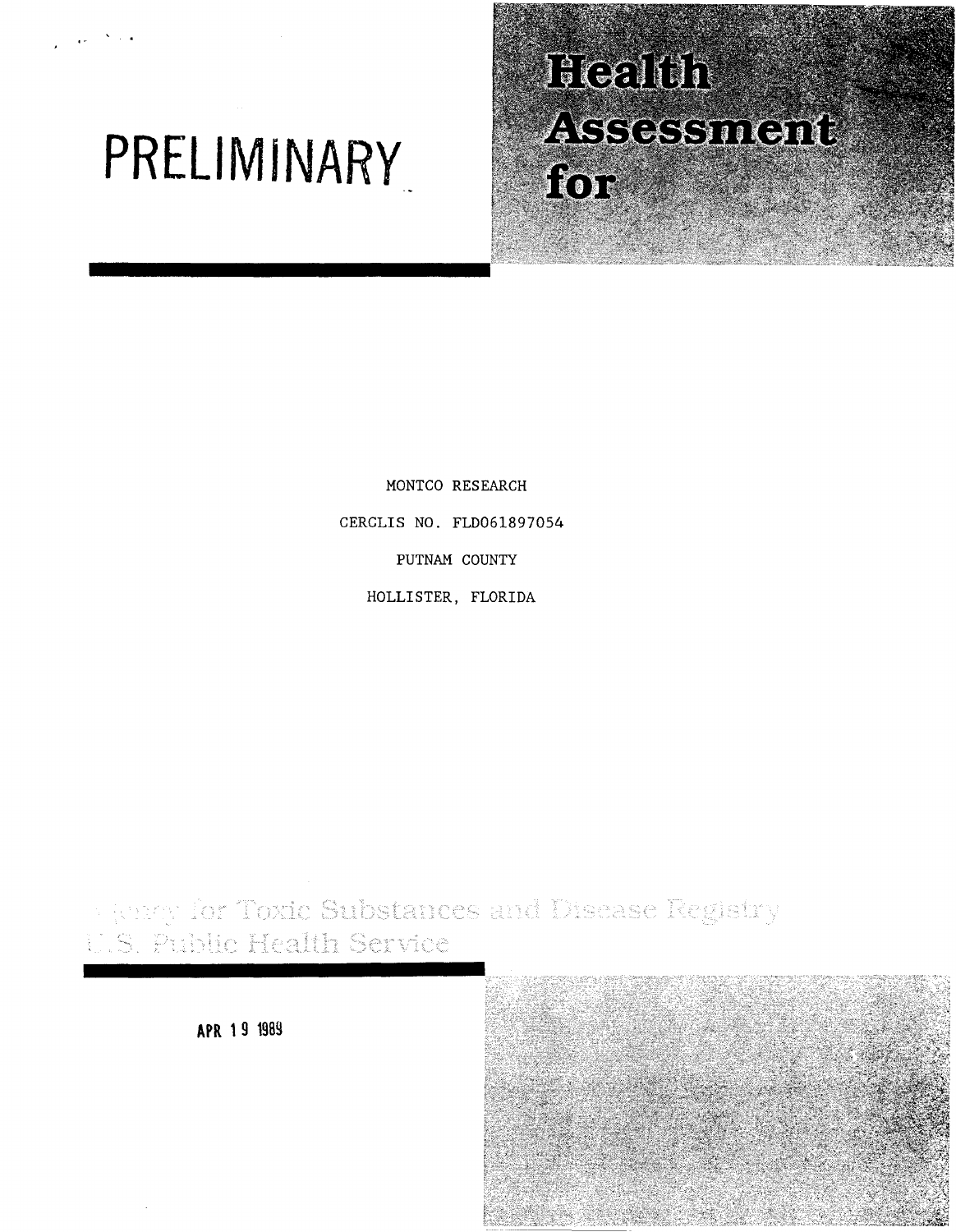# PRELIMINARY

# Health Assessment for

MONTCO RESEARCH

CERCLIS NO. FLD061897054

PUTNAM COUNTY

HOLLISTER, FLORIDA

Agency for Toxic Substances and Disease Registry
U.S. Public Health Service

APR 19 1989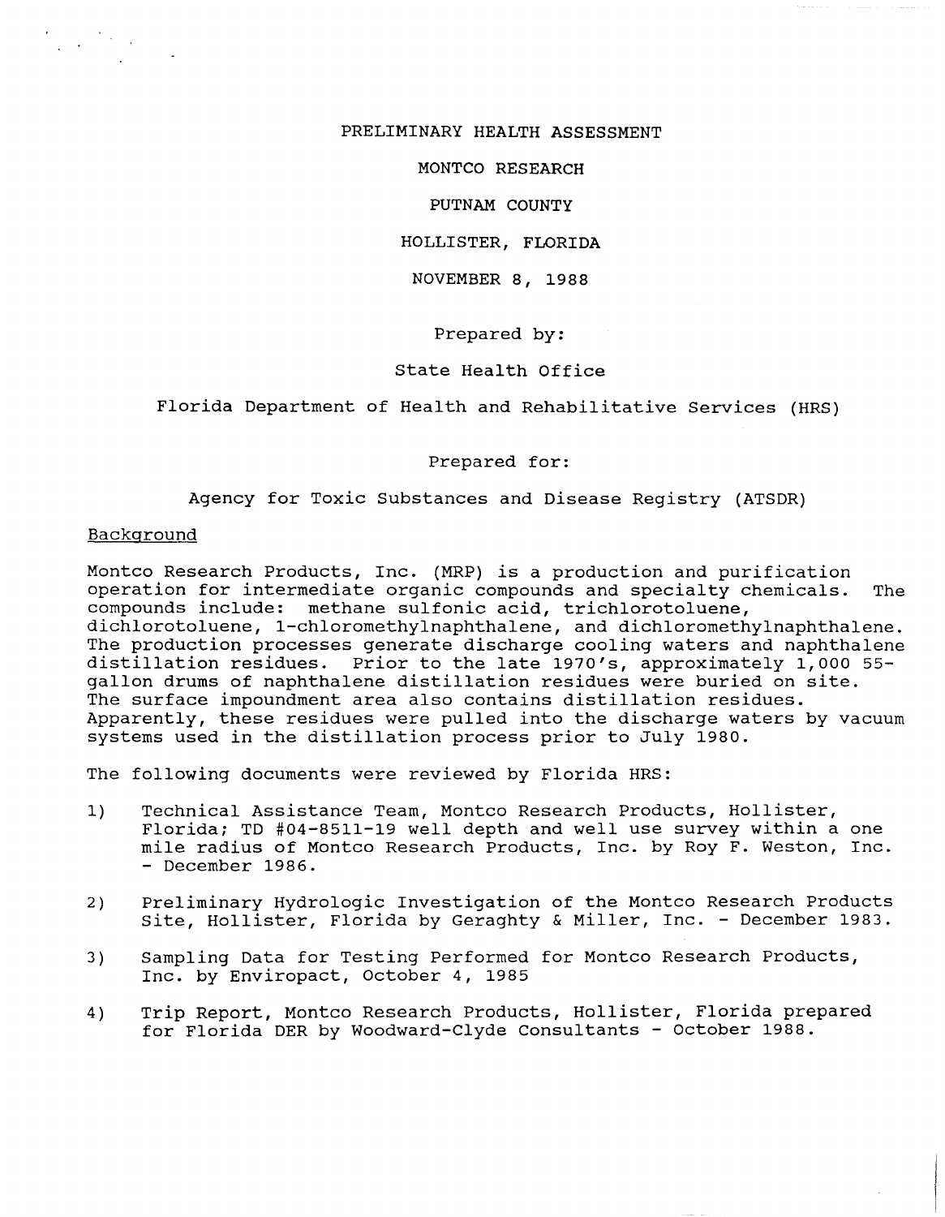PRELIMINARY HEALTH ASSESSMENT

MONTCO RESEARCH

PUTNAM COUNTY

HOLLISTER, FLORIDA

NOVEMBER 8, 1988

Prepared by:

State Health Office

Florida Department of Health and Rehabilitative Services (HRS)

Prepared for:

Agency for Toxic Substances and Disease Registry (ATSDR)

## Background

Montco Research Products, Inc. (MRP) is a production and purification operation for intermediate organic compounds and specialty chemicals. The compounds include: methane sulfonic acid, trichlorotoluene, dichlorotoluene, 1-chloromethylnaphthalene, and dichloromethylnaphthalene. The production processes generate discharge cooling waters and naphthalene distillation residues. Prior to the late 1970's, approximately 1,000 55-gallon drums of naphthalene distillation residues were buried on site. The surface impoundment area also contains distillation residues. Apparently, these residues were pulled into the discharge waters by vacuum systems used in the distillation process prior to July 1980.

The following documents were reviewed by Florida HRS:

1) Technical Assistance Team, Montco Research Products, Hollister, Florida; TD #04-8511-19 well depth and well use survey within a one mile radius of Montco Research Products, Inc. by Roy F. Weston, Inc. - December 1986.

2) Preliminary Hydrologic Investigation of the Montco Research Products Site, Hollister, Florida by Geraghty & Miller, Inc. - December 1983.

3) Sampling Data for Testing Performed for Montco Research Products, Inc. by Enviropact, October 4, 1985

4) Trip Report, Montco Research Products, Hollister, Florida prepared for Florida DER by Woodward-Clyde Consultants - October 1988.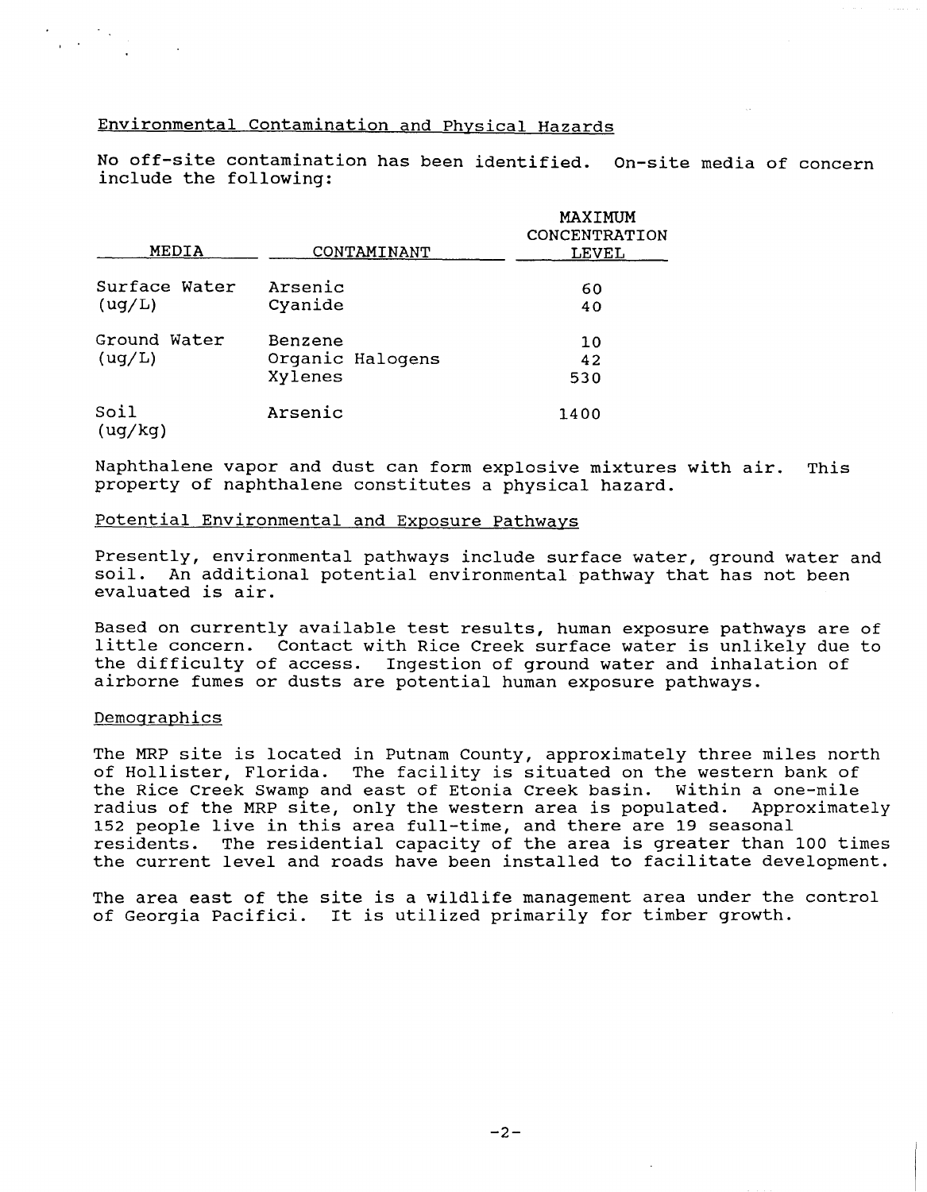## Environmental Contamination and Physical Hazards

No off-site contamination has been identified. On-site media of concern include the following:

| MEDIA | CONTAMINANT | MAXIMUM CONCENTRATION LEVEL |
|---|---|---|
| Surface Water (ug/L) | Arsenic | 60 |
| | Cyanide | 40 |
| Ground Water (ug/L) | Benzene | 10 |
| | Organic Halogens | 42 |
| | Xylenes | 530 |
| Soil (ug/kg) | Arsenic | 1400 |

Naphthalene vapor and dust can form explosive mixtures with air. This property of naphthalene constitutes a physical hazard.

## Potential Environmental and Exposure Pathways

Presently, environmental pathways include surface water, ground water and soil. An additional potential environmental pathway that has not been evaluated is air.

Based on currently available test results, human exposure pathways are of little concern. Contact with Rice Creek surface water is unlikely due to the difficulty of access. Ingestion of ground water and inhalation of airborne fumes or dusts are potential human exposure pathways.

## Demographics

The MRP site is located in Putnam County, approximately three miles north of Hollister, Florida. The facility is situated on the western bank of the Rice Creek Swamp and east of Etonia Creek basin. Within a one-mile radius of the MRP site, only the western area is populated. Approximately 152 people live in this area full-time, and there are 19 seasonal residents. The residential capacity of the area is greater than 100 times the current level and roads have been installed to facilitate development.

The area east of the site is a wildlife management area under the control of Georgia Pacifici. It is utilized primarily for timber growth.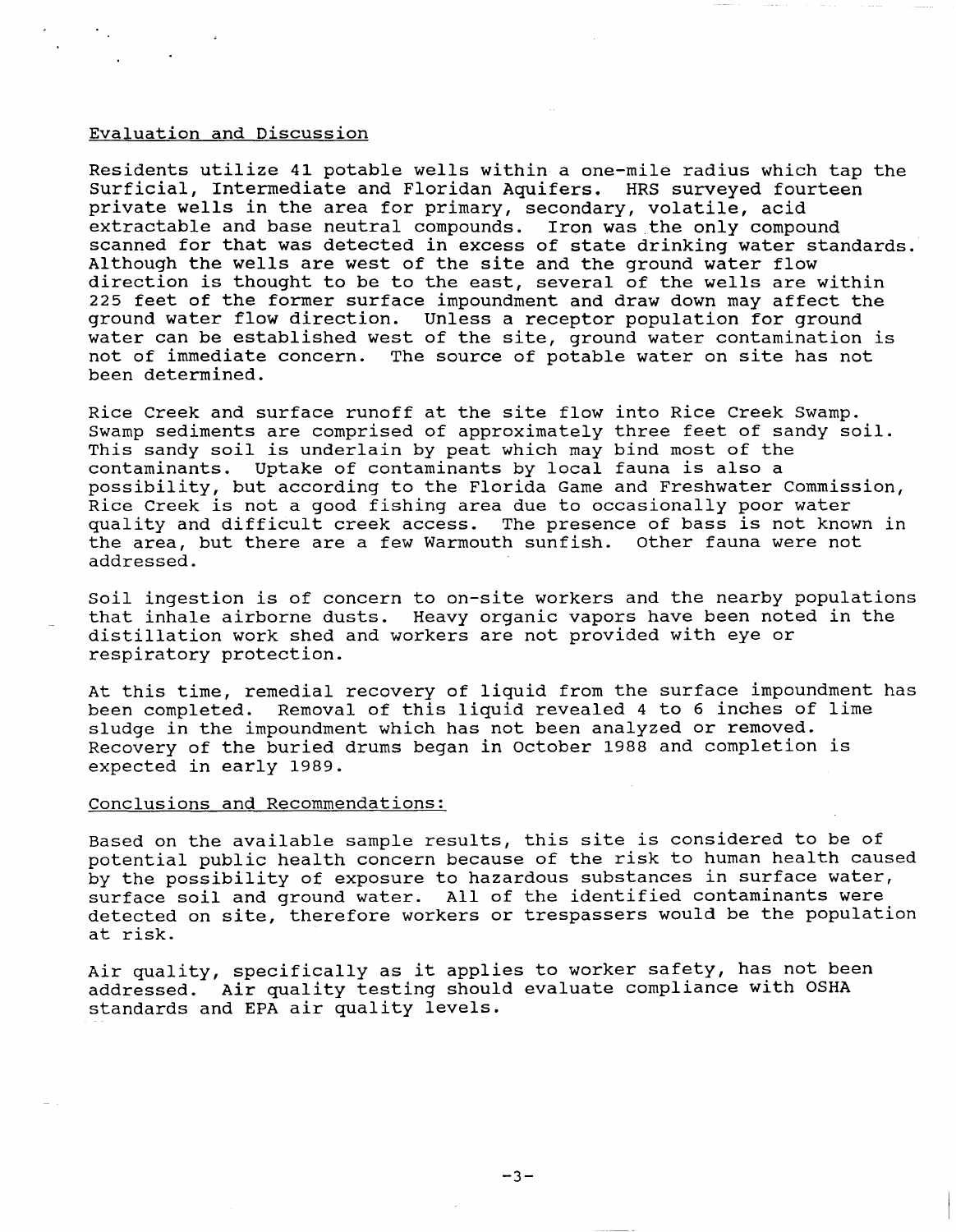## Evaluation and Discussion

Residents utilize 41 potable wells within a one-mile radius which tap the Surficial, Intermediate and Floridan Aquifers. HRS surveyed fourteen private wells in the area for primary, secondary, volatile, acid extractable and base neutral compounds. Iron was the only compound scanned for that was detected in excess of state drinking water standards. Although the wells are west of the site and the ground water flow direction is thought to be to the east, several of the wells are within 225 feet of the former surface impoundment and draw down may affect the ground water flow direction. Unless a receptor population for ground water can be established west of the site, ground water contamination is not of immediate concern. The source of potable water on site has not been determined.

Rice Creek and surface runoff at the site flow into Rice Creek Swamp. Swamp sediments are comprised of approximately three feet of sandy soil. This sandy soil is underlain by peat which may bind most of the contaminants. Uptake of contaminants by local fauna is also a possibility, but according to the Florida Game and Freshwater Commission, Rice Creek is not a good fishing area due to occasionally poor water quality and difficult creek access. The presence of bass is not known in the area, but there are a few Warmouth sunfish. Other fauna were not addressed.

Soil ingestion is of concern to on-site workers and the nearby populations that inhale airborne dusts. Heavy organic vapors have been noted in the distillation work shed and workers are not provided with eye or respiratory protection.

At this time, remedial recovery of liquid from the surface impoundment has been completed. Removal of this liquid revealed 4 to 6 inches of lime sludge in the impoundment which has not been analyzed or removed. Recovery of the buried drums began in October 1988 and completion is expected in early 1989.

## Conclusions and Recommendations:

Based on the available sample results, this site is considered to be of potential public health concern because of the risk to human health caused by the possibility of exposure to hazardous substances in surface water, surface soil and ground water. All of the identified contaminants were detected on site, therefore workers or trespassers would be the population at risk.

Air quality, specifically as it applies to worker safety, has not been addressed. Air quality testing should evaluate compliance with OSHA standards and EPA air quality levels.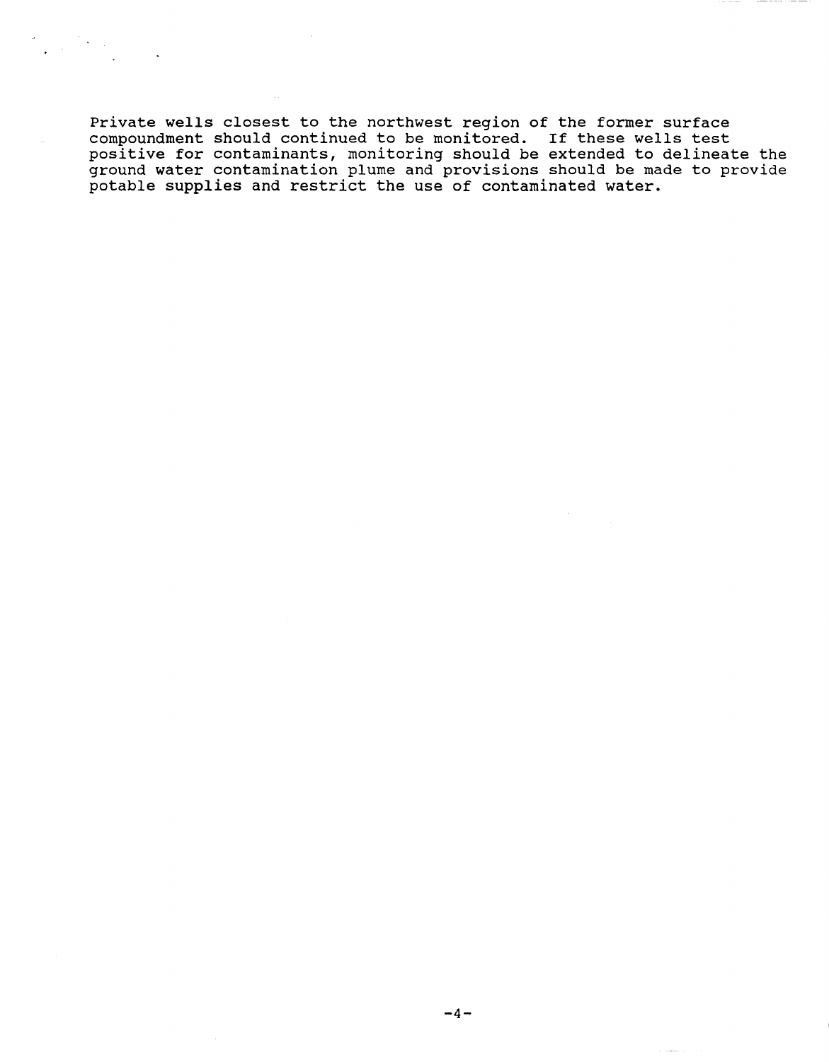Private wells closest to the northwest region of the former surface compoundment should continued to be monitored. If these wells test positive for contaminants, monitoring should be extended to delineate the ground water contamination plume and provisions should be made to provide potable supplies and restrict the use of contaminated water.